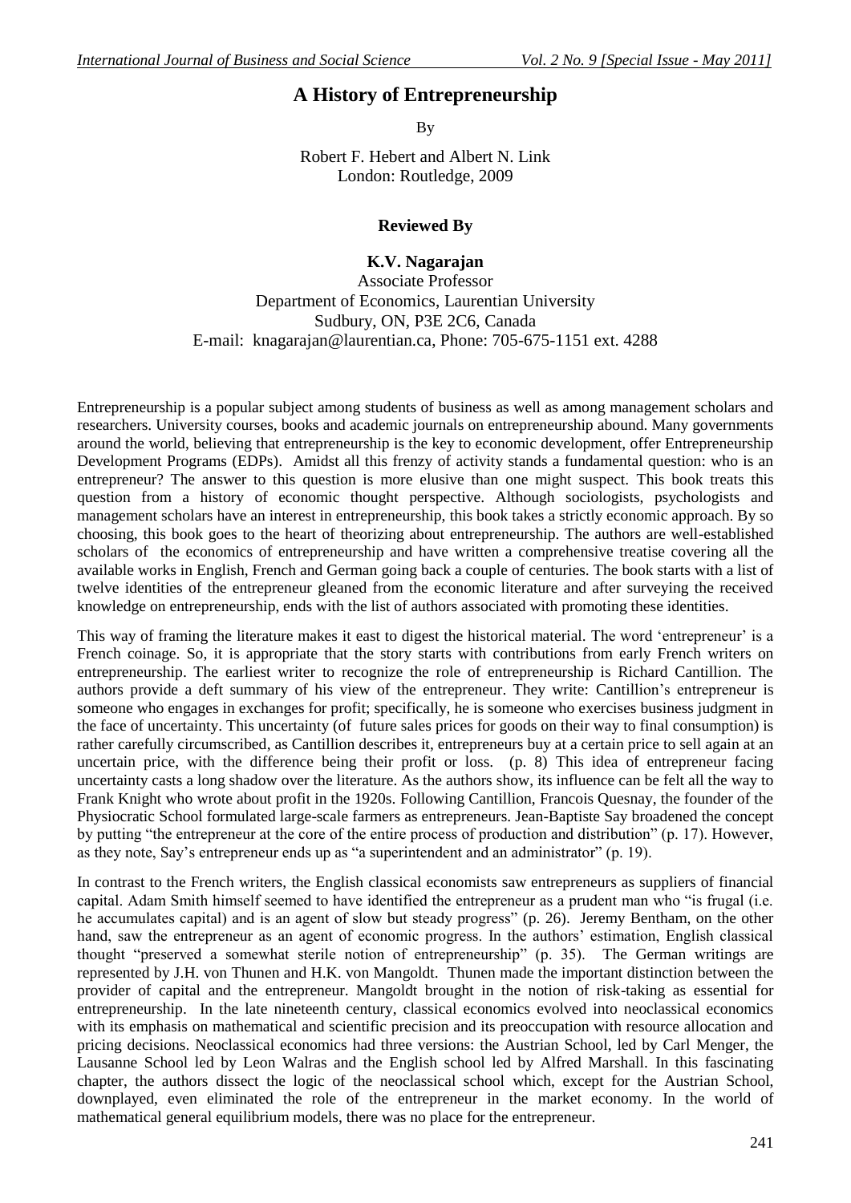# A History of Entrepreneurship

By

Robert F. Hebert and Albert N. Link
London: Routledge, 2009

**Reviewed By**

**K.V. Nagarajan**
Associate Professor
Department of Economics, Laurentian University
Sudbury, ON, P3E 2C6, Canada
E-mail: knagarajan@laurentian.ca, Phone: 705-675-1151 ext. 4288

Entrepreneurship is a popular subject among students of business as well as among management scholars and researchers. University courses, books and academic journals on entrepreneurship abound. Many governments around the world, believing that entrepreneurship is the key to economic development, offer Entrepreneurship Development Programs (EDPs). Amidst all this frenzy of activity stands a fundamental question: who is an entrepreneur? The answer to this question is more elusive than one might suspect. This book treats this question from a history of economic thought perspective. Although sociologists, psychologists and management scholars have an interest in entrepreneurship, this book takes a strictly economic approach. By so choosing, this book goes to the heart of theorizing about entrepreneurship. The authors are well-established scholars of the economics of entrepreneurship and have written a comprehensive treatise covering all the available works in English, French and German going back a couple of centuries. The book starts with a list of twelve identities of the entrepreneur gleaned from the economic literature and after surveying the received knowledge on entrepreneurship, ends with the list of authors associated with promoting these identities.

This way of framing the literature makes it east to digest the historical material. The word 'entrepreneur' is a French coinage. So, it is appropriate that the story starts with contributions from early French writers on entrepreneurship. The earliest writer to recognize the role of entrepreneurship is Richard Cantillion. The authors provide a deft summary of his view of the entrepreneur. They write: Cantillion's entrepreneur is someone who engages in exchanges for profit; specifically, he is someone who exercises business judgment in the face of uncertainty. This uncertainty (of future sales prices for goods on their way to final consumption) is rather carefully circumscribed, as Cantillion describes it, entrepreneurs buy at a certain price to sell again at an uncertain price, with the difference being their profit or loss. (p. 8) This idea of entrepreneur facing uncertainty casts a long shadow over the literature. As the authors show, its influence can be felt all the way to Frank Knight who wrote about profit in the 1920s. Following Cantillion, Francois Quesnay, the founder of the Physiocratic School formulated large-scale farmers as entrepreneurs. Jean-Baptiste Say broadened the concept by putting "the entrepreneur at the core of the entire process of production and distribution" (p. 17). However, as they note, Say's entrepreneur ends up as "a superintendent and an administrator" (p. 19).

In contrast to the French writers, the English classical economists saw entrepreneurs as suppliers of financial capital. Adam Smith himself seemed to have identified the entrepreneur as a prudent man who "is frugal (i.e. he accumulates capital) and is an agent of slow but steady progress" (p. 26). Jeremy Bentham, on the other hand, saw the entrepreneur as an agent of economic progress. In the authors' estimation, English classical thought "preserved a somewhat sterile notion of entrepreneurship" (p. 35). The German writings are represented by J.H. von Thunen and H.K. von Mangoldt. Thunen made the important distinction between the provider of capital and the entrepreneur. Mangoldt brought in the notion of risk-taking as essential for entrepreneurship. In the late nineteenth century, classical economics evolved into neoclassical economics with its emphasis on mathematical and scientific precision and its preoccupation with resource allocation and pricing decisions. Neoclassical economics had three versions: the Austrian School, led by Carl Menger, the Lausanne School led by Leon Walras and the English school led by Alfred Marshall. In this fascinating chapter, the authors dissect the logic of the neoclassical school which, except for the Austrian School, downplayed, even eliminated the role of the entrepreneur in the market economy. In the world of mathematical general equilibrium models, there was no place for the entrepreneur.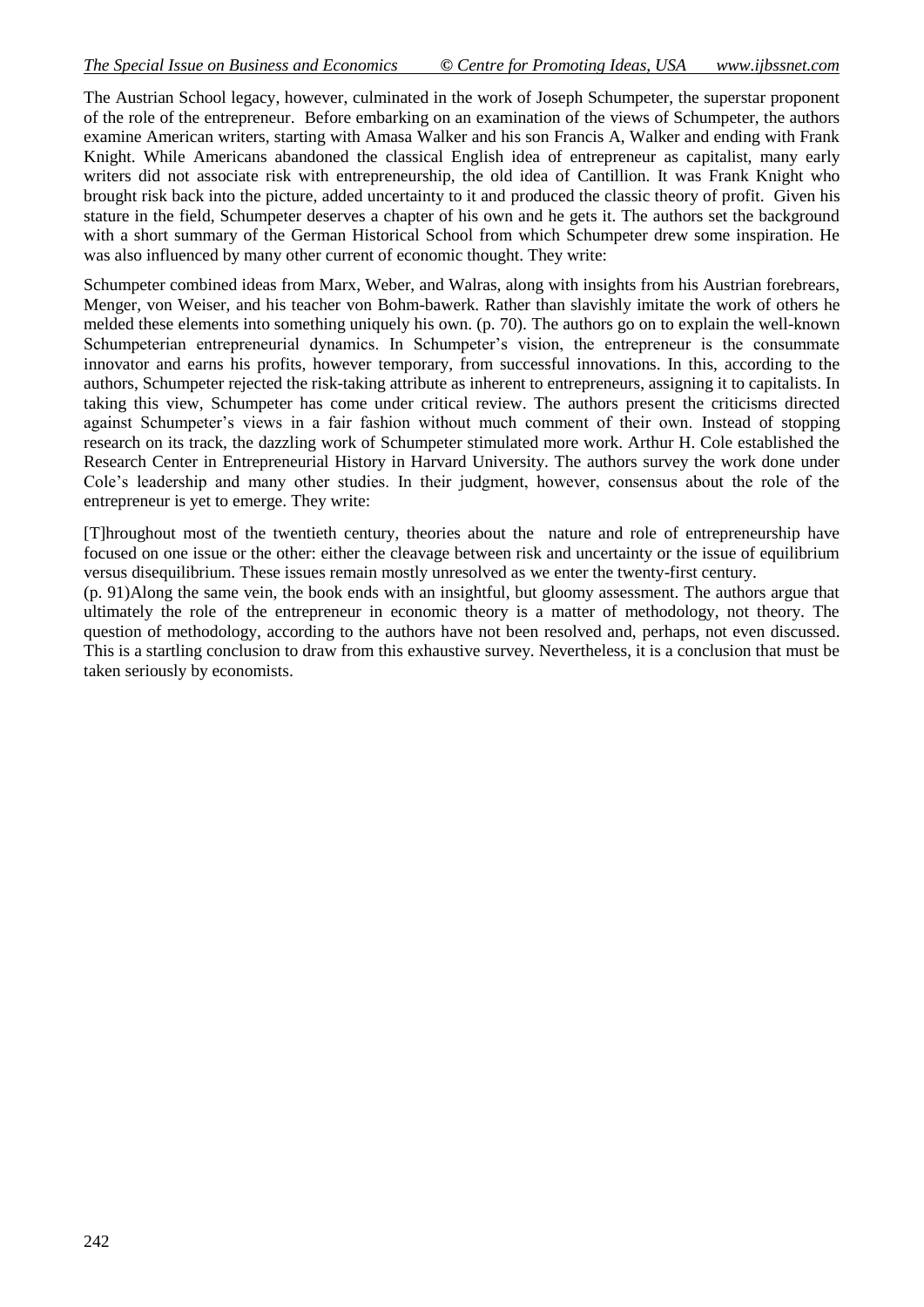The Austrian School legacy, however, culminated in the work of Joseph Schumpeter, the superstar proponent of the role of the entrepreneur. Before embarking on an examination of the views of Schumpeter, the authors examine American writers, starting with Amasa Walker and his son Francis A, Walker and ending with Frank Knight. While Americans abandoned the classical English idea of entrepreneur as capitalist, many early writers did not associate risk with entrepreneurship, the old idea of Cantillion. It was Frank Knight who brought risk back into the picture, added uncertainty to it and produced the classic theory of profit. Given his stature in the field, Schumpeter deserves a chapter of his own and he gets it. The authors set the background with a short summary of the German Historical School from which Schumpeter drew some inspiration. He was also influenced by many other current of economic thought. They write:

Schumpeter combined ideas from Marx, Weber, and Walras, along with insights from his Austrian forebrears, Menger, von Weiser, and his teacher von Bohm-bawerk. Rather than slavishly imitate the work of others he melded these elements into something uniquely his own. (p. 70). The authors go on to explain the well-known Schumpeterian entrepreneurial dynamics. In Schumpeter's vision, the entrepreneur is the consummate innovator and earns his profits, however temporary, from successful innovations. In this, according to the authors, Schumpeter rejected the risk-taking attribute as inherent to entrepreneurs, assigning it to capitalists. In taking this view, Schumpeter has come under critical review. The authors present the criticisms directed against Schumpeter's views in a fair fashion without much comment of their own. Instead of stopping research on its track, the dazzling work of Schumpeter stimulated more work. Arthur H. Cole established the Research Center in Entrepreneurial History in Harvard University. The authors survey the work done under Cole's leadership and many other studies. In their judgment, however, consensus about the role of the entrepreneur is yet to emerge. They write:

[T]hroughout most of the twentieth century, theories about the nature and role of entrepreneurship have focused on one issue or the other: either the cleavage between risk and uncertainty or the issue of equilibrium versus disequilibrium. These issues remain mostly unresolved as we enter the twenty-first century.

(p. 91)Along the same vein, the book ends with an insightful, but gloomy assessment. The authors argue that ultimately the role of the entrepreneur in economic theory is a matter of methodology, not theory. The question of methodology, according to the authors have not been resolved and, perhaps, not even discussed. This is a startling conclusion to draw from this exhaustive survey. Nevertheless, it is a conclusion that must be taken seriously by economists.